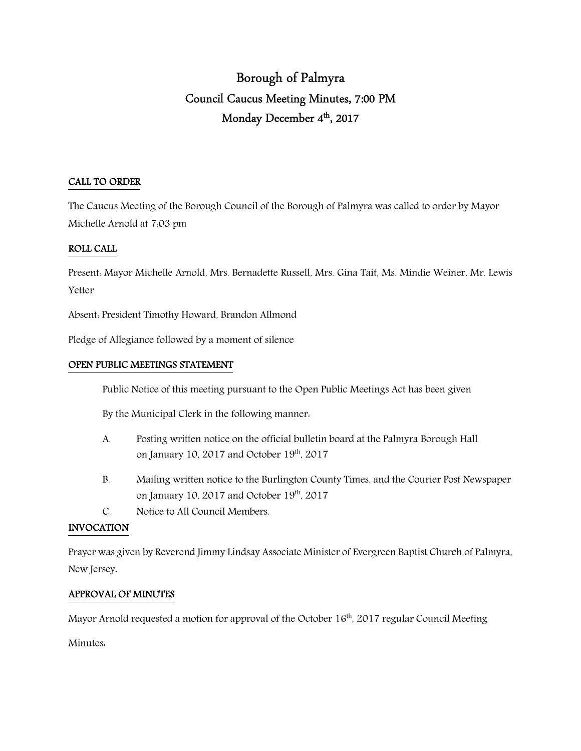# Borough of Palmyra

## Council Caucus Meeting Minutes, 7:00 PM

## Monday December 4th, 2017

**CALL TO ORDER**

The Caucus Meeting of the Borough Council of the Borough of Palmyra was called to order by Mayor Michelle Arnold at 7:03 pm

**ROLL CALL**

Present: Mayor Michelle Arnold, Mrs. Bernadette Russell, Mrs. Gina Tait, Ms. Mindie Weiner, Mr. Lewis Yetter

Absent: President Timothy Howard, Brandon Allmond

Pledge of Allegiance followed by a moment of silence

**OPEN PUBLIC MEETINGS STATEMENT**

Public Notice of this meeting pursuant to the Open Public Meetings Act has been given

By the Municipal Clerk in the following manner:

A. Posting written notice on the official bulletin board at the Palmyra Borough Hall on January 10, 2017 and October 19th, 2017

B. Mailing written notice to the Burlington County Times, and the Courier Post Newspaper on January 10, 2017 and October 19th, 2017

C. Notice to All Council Members.

**INVOCATION**

Prayer was given by Reverend Jimmy Lindsay Associate Minister of Evergreen Baptist Church of Palmyra, New Jersey.

**APPROVAL OF MINUTES**

Mayor Arnold requested a motion for approval of the October 16th, 2017 regular Council Meeting

Minutes: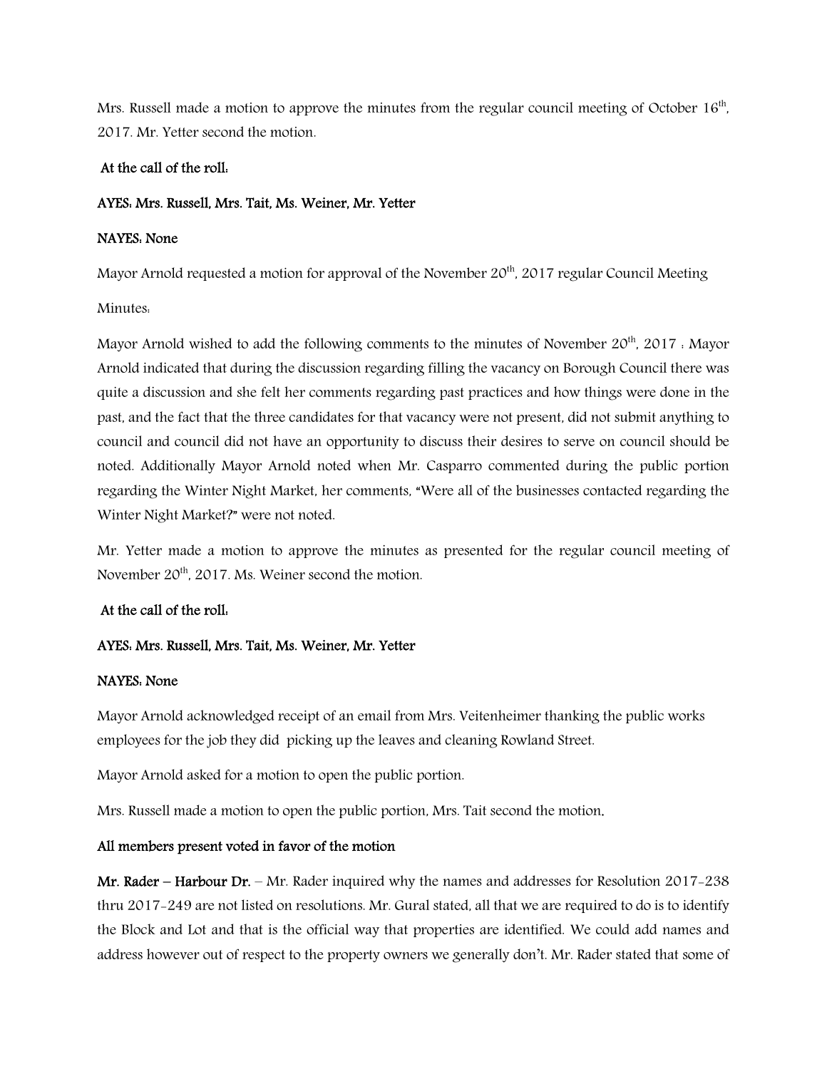Mrs. Russell made a motion to approve the minutes from the regular council meeting of October 16th, 2017. Mr. Yetter second the motion.

**At the call of the roll:**

**AYES: Mrs. Russell, Mrs. Tait, Ms. Weiner, Mr. Yetter**

**NAYES: None**

Mayor Arnold requested a motion for approval of the November 20th, 2017 regular Council Meeting

Minutes:

Mayor Arnold wished to add the following comments to the minutes of November 20th, 2017 : Mayor Arnold indicated that during the discussion regarding filling the vacancy on Borough Council there was quite a discussion and she felt her comments regarding past practices and how things were done in the past, and the fact that the three candidates for that vacancy were not present, did not submit anything to council and council did not have an opportunity to discuss their desires to serve on council should be noted. Additionally Mayor Arnold noted when Mr. Casparro commented during the public portion regarding the Winter Night Market, her comments, "Were all of the businesses contacted regarding the Winter Night Market?" were not noted.

Mr. Yetter made a motion to approve the minutes as presented for the regular council meeting of November 20th, 2017. Ms. Weiner second the motion.

**At the call of the roll:**

**AYES: Mrs. Russell, Mrs. Tait, Ms. Weiner, Mr. Yetter**

**NAYES: None**

Mayor Arnold acknowledged receipt of an email from Mrs. Veitenheimer thanking the public works employees for the job they did picking up the leaves and cleaning Rowland Street.

Mayor Arnold asked for a motion to open the public portion.

Mrs. Russell made a motion to open the public portion, Mrs. Tait second the motion.

**All members present voted in favor of the motion**

**Mr. Rader – Harbour Dr.** – Mr. Rader inquired why the names and addresses for Resolution 2017-238 thru 2017-249 are not listed on resolutions. Mr. Gural stated, all that we are required to do is to identify the Block and Lot and that is the official way that properties are identified. We could add names and address however out of respect to the property owners we generally don't. Mr. Rader stated that some of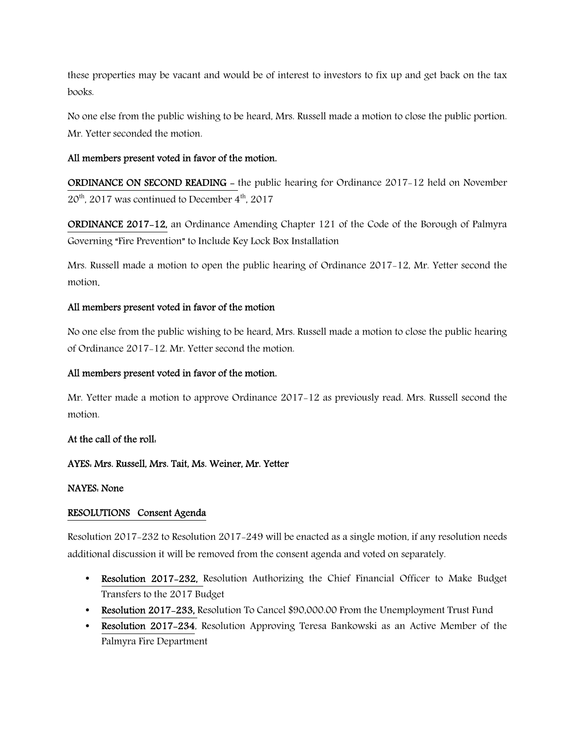these properties may be vacant and would be of interest to investors to fix up and get back on the tax books.

No one else from the public wishing to be heard, Mrs. Russell made a motion to close the public portion. Mr. Yetter seconded the motion.

**All members present voted in favor of the motion.**

**ORDINANCE ON SECOND READING** – the public hearing for Ordinance 2017-12 held on November 20th, 2017 was continued to December 4th, 2017

**ORDINANCE 2017-12,** an Ordinance Amending Chapter 121 of the Code of the Borough of Palmyra Governing "Fire Prevention" to Include Key Lock Box Installation

Mrs. Russell made a motion to open the public hearing of Ordinance 2017-12, Mr. Yetter second the motion.

**All members present voted in favor of the motion**

No one else from the public wishing to be heard, Mrs. Russell made a motion to close the public hearing of Ordinance 2017-12. Mr. Yetter second the motion.

**All members present voted in favor of the motion.**

Mr. Yetter made a motion to approve Ordinance 2017-12 as previously read. Mrs. Russell second the motion.

**At the call of the roll:**

**AYES: Mrs. Russell, Mrs. Tait, Ms. Weiner, Mr. Yetter**

**NAYES: None**

**RESOLUTIONS Consent Agenda**

Resolution 2017-232 to Resolution 2017-249 will be enacted as a single motion, if any resolution needs additional discussion it will be removed from the consent agenda and voted on separately.

- **Resolution 2017-232,** Resolution Authorizing the Chief Financial Officer to Make Budget Transfers to the 2017 Budget
- **Resolution 2017-233,** Resolution To Cancel $90,000.00 From the Unemployment Trust Fund
- **Resolution 2017-234**, Resolution Approving Teresa Bankowski as an Active Member of the Palmyra Fire Department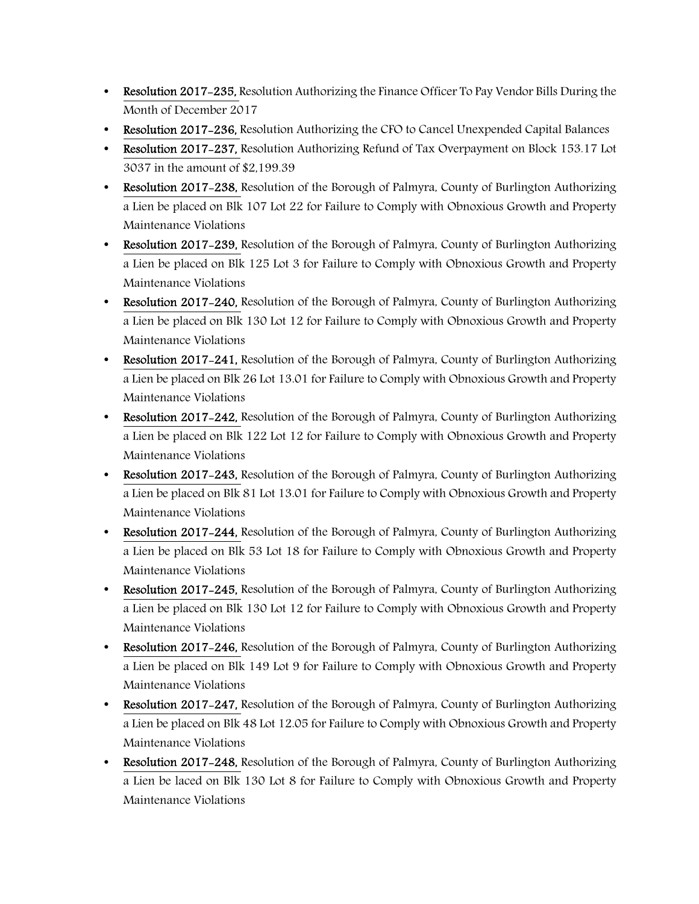- **Resolution 2017-235,** Resolution Authorizing the Finance Officer To Pay Vendor Bills During the Month of December 2017
- **Resolution 2017-236,** Resolution Authorizing the CFO to Cancel Unexpended Capital Balances
- **Resolution 2017-237,** Resolution Authorizing Refund of Tax Overpayment on Block 153.17 Lot 3037 in the amount of $2,199.39
- **Resolution 2017-238,** Resolution of the Borough of Palmyra, County of Burlington Authorizing a Lien be placed on Blk 107 Lot 22 for Failure to Comply with Obnoxious Growth and Property Maintenance Violations
- **Resolution 2017-239,** Resolution of the Borough of Palmyra, County of Burlington Authorizing a Lien be placed on Blk 125 Lot 3 for Failure to Comply with Obnoxious Growth and Property Maintenance Violations
- **Resolution 2017-240,** Resolution of the Borough of Palmyra, County of Burlington Authorizing a Lien be placed on Blk 130 Lot 12 for Failure to Comply with Obnoxious Growth and Property Maintenance Violations
- **Resolution 2017-241,** Resolution of the Borough of Palmyra, County of Burlington Authorizing a Lien be placed on Blk 26 Lot 13.01 for Failure to Comply with Obnoxious Growth and Property Maintenance Violations
- **Resolution 2017-242,** Resolution of the Borough of Palmyra, County of Burlington Authorizing a Lien be placed on Blk 122 Lot 12 for Failure to Comply with Obnoxious Growth and Property Maintenance Violations
- **Resolution 2017-243,** Resolution of the Borough of Palmyra, County of Burlington Authorizing a Lien be placed on Blk 81 Lot 13.01 for Failure to Comply with Obnoxious Growth and Property Maintenance Violations
- **Resolution 2017-244,** Resolution of the Borough of Palmyra, County of Burlington Authorizing a Lien be placed on Blk 53 Lot 18 for Failure to Comply with Obnoxious Growth and Property Maintenance Violations
- **Resolution 2017-245,** Resolution of the Borough of Palmyra, County of Burlington Authorizing a Lien be placed on Blk 130 Lot 12 for Failure to Comply with Obnoxious Growth and Property Maintenance Violations
- **Resolution 2017-246,** Resolution of the Borough of Palmyra, County of Burlington Authorizing a Lien be placed on Blk 149 Lot 9 for Failure to Comply with Obnoxious Growth and Property Maintenance Violations
- **Resolution 2017-247,** Resolution of the Borough of Palmyra, County of Burlington Authorizing a Lien be placed on Blk 48 Lot 12.05 for Failure to Comply with Obnoxious Growth and Property Maintenance Violations
- **Resolution 2017-248,** Resolution of the Borough of Palmyra, County of Burlington Authorizing a Lien be laced on Blk 130 Lot 8 for Failure to Comply with Obnoxious Growth and Property Maintenance Violations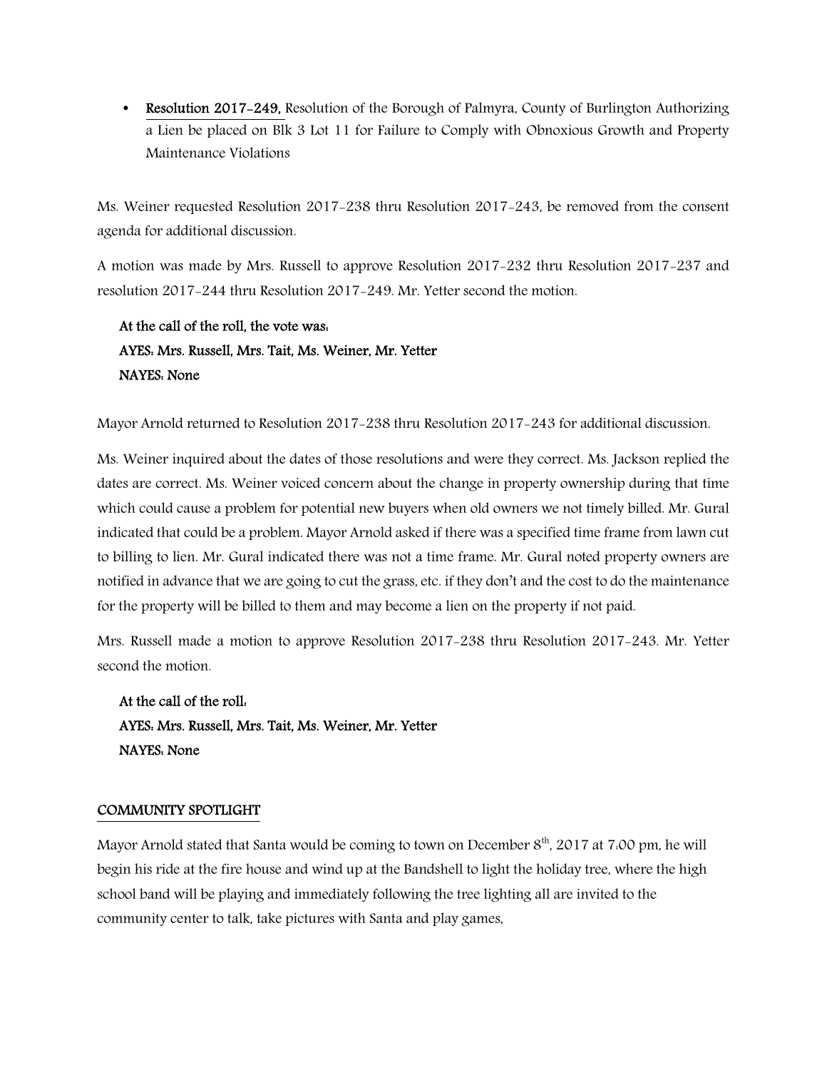- **Resolution 2017-249,** Resolution of the Borough of Palmyra, County of Burlington Authorizing a Lien be placed on Blk 3 Lot 11 for Failure to Comply with Obnoxious Growth and Property Maintenance Violations

Ms. Weiner requested Resolution 2017-238 thru Resolution 2017-243, be removed from the consent agenda for additional discussion.

A motion was made by Mrs. Russell to approve Resolution 2017-232 thru Resolution 2017-237 and resolution 2017-244 thru Resolution 2017-249. Mr. Yetter second the motion.

**At the call of the roll, the vote was:**
**AYES: Mrs. Russell, Mrs. Tait, Ms. Weiner, Mr. Yetter**
**NAYES: None**

Mayor Arnold returned to Resolution 2017-238 thru Resolution 2017-243 for additional discussion.

Ms. Weiner inquired about the dates of those resolutions and were they correct. Ms. Jackson replied the dates are correct. Ms. Weiner voiced concern about the change in property ownership during that time which could cause a problem for potential new buyers when old owners we not timely billed. Mr. Gural indicated that could be a problem. Mayor Arnold asked if there was a specified time frame from lawn cut to billing to lien. Mr. Gural indicated there was not a time frame. Mr. Gural noted property owners are notified in advance that we are going to cut the grass, etc. if they don't and the cost to do the maintenance for the property will be billed to them and may become a lien on the property if not paid.

Mrs. Russell made a motion to approve Resolution 2017-238 thru Resolution 2017-243. Mr. Yetter second the motion.

**At the call of the roll:**
**AYES: Mrs. Russell, Mrs. Tait, Ms. Weiner, Mr. Yetter**
**NAYES: None**

## COMMUNITY SPOTLIGHT

Mayor Arnold stated that Santa would be coming to town on December 8th, 2017 at 7:00 pm, he will begin his ride at the fire house and wind up at the Bandshell to light the holiday tree, where the high school band will be playing and immediately following the tree lighting all are invited to the community center to talk, take pictures with Santa and play games,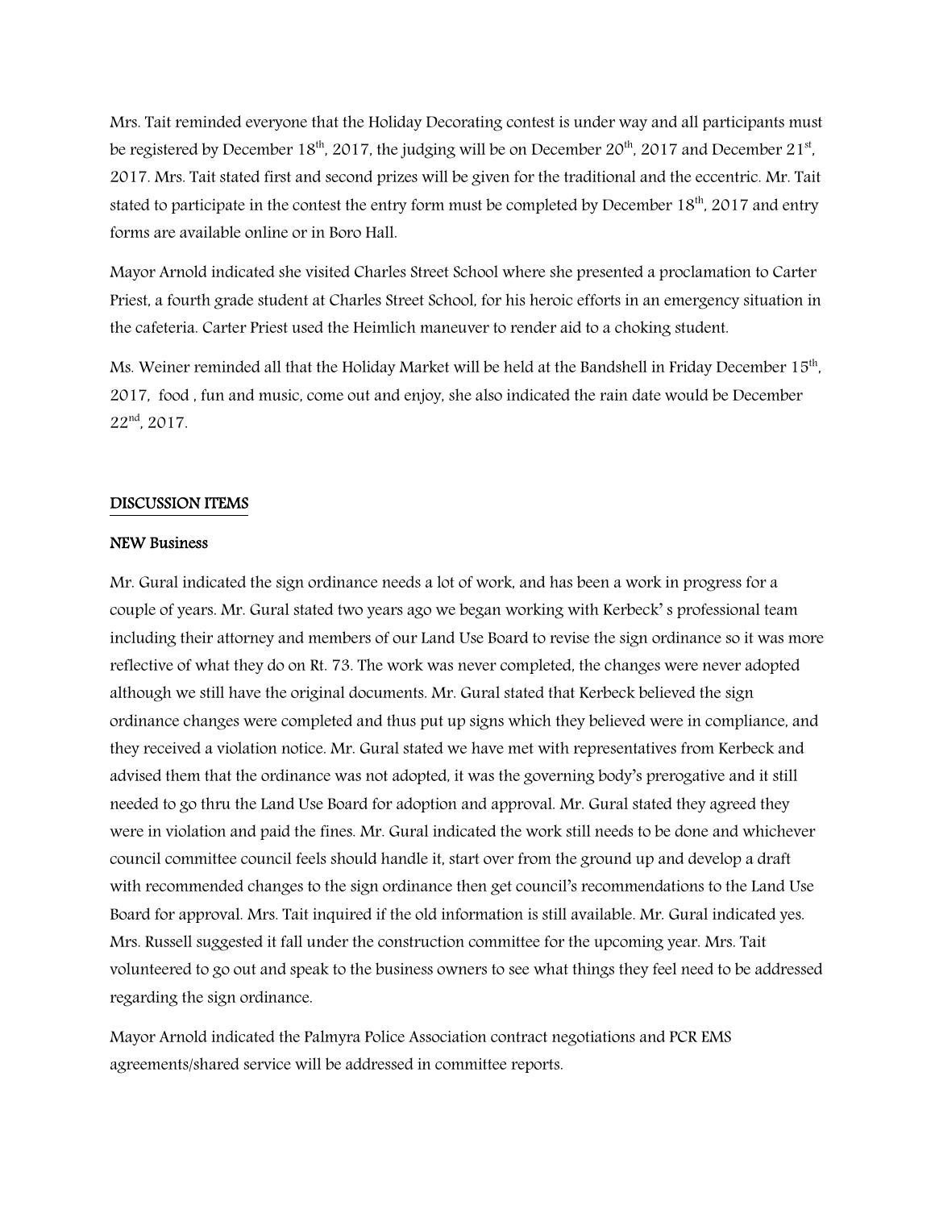Mrs. Tait reminded everyone that the Holiday Decorating contest is under way and all participants must be registered by December 18th, 2017, the judging will be on December 20th, 2017 and December 21st, 2017. Mrs. Tait stated first and second prizes will be given for the traditional and the eccentric. Mr. Tait stated to participate in the contest the entry form must be completed by December 18th, 2017 and entry forms are available online or in Boro Hall.

Mayor Arnold indicated she visited Charles Street School where she presented a proclamation to Carter Priest, a fourth grade student at Charles Street School, for his heroic efforts in an emergency situation in the cafeteria. Carter Priest used the Heimlich maneuver to render aid to a choking student.

Ms. Weiner reminded all that the Holiday Market will be held at the Bandshell in Friday December 15th, 2017, food , fun and music, come out and enjoy, she also indicated the rain date would be December 22nd, 2017.

## DISCUSSION ITEMS

### NEW Business

Mr. Gural indicated the sign ordinance needs a lot of work, and has been a work in progress for a couple of years. Mr. Gural stated two years ago we began working with Kerbeck' s professional team including their attorney and members of our Land Use Board to revise the sign ordinance so it was more reflective of what they do on Rt. 73. The work was never completed, the changes were never adopted although we still have the original documents. Mr. Gural stated that Kerbeck believed the sign ordinance changes were completed and thus put up signs which they believed were in compliance, and they received a violation notice. Mr. Gural stated we have met with representatives from Kerbeck and advised them that the ordinance was not adopted, it was the governing body's prerogative and it still needed to go thru the Land Use Board for adoption and approval. Mr. Gural stated they agreed they were in violation and paid the fines. Mr. Gural indicated the work still needs to be done and whichever council committee council feels should handle it, start over from the ground up and develop a draft with recommended changes to the sign ordinance then get council's recommendations to the Land Use Board for approval. Mrs. Tait inquired if the old information is still available. Mr. Gural indicated yes. Mrs. Russell suggested it fall under the construction committee for the upcoming year. Mrs. Tait volunteered to go out and speak to the business owners to see what things they feel need to be addressed regarding the sign ordinance.

Mayor Arnold indicated the Palmyra Police Association contract negotiations and PCR EMS agreements/shared service will be addressed in committee reports.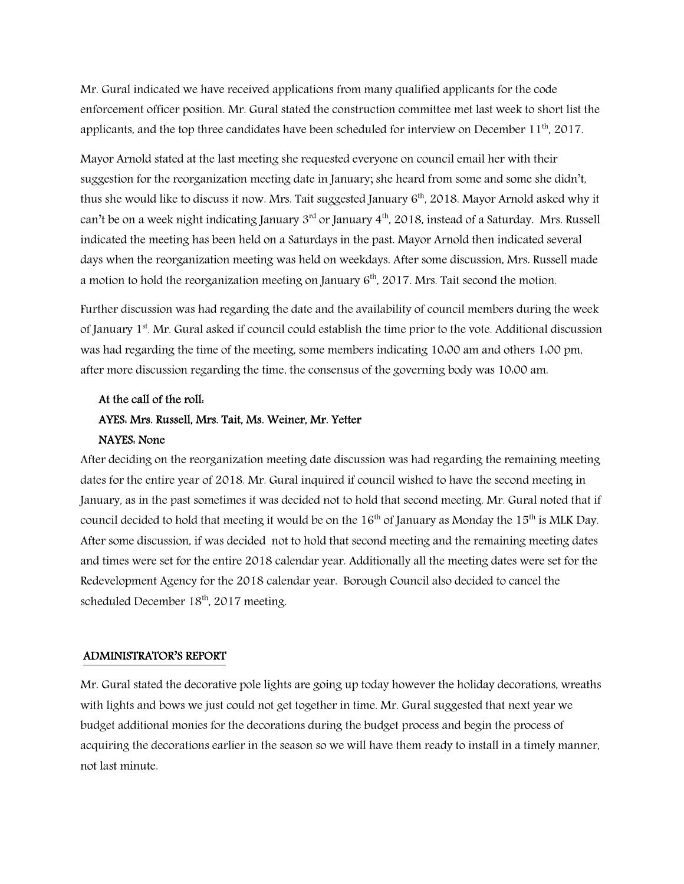Mr. Gural indicated we have received applications from many qualified applicants for the code enforcement officer position. Mr. Gural stated the construction committee met last week to short list the applicants, and the top three candidates have been scheduled for interview on December 11th, 2017.

Mayor Arnold stated at the last meeting she requested everyone on council email her with their suggestion for the reorganization meeting date in January; she heard from some and some she didn't, thus she would like to discuss it now. Mrs. Tait suggested January 6th, 2018. Mayor Arnold asked why it can't be on a week night indicating January 3rd or January 4th, 2018, instead of a Saturday. Mrs. Russell indicated the meeting has been held on a Saturdays in the past. Mayor Arnold then indicated several days when the reorganization meeting was held on weekdays. After some discussion, Mrs. Russell made a motion to hold the reorganization meeting on January 6th, 2017. Mrs. Tait second the motion.

Further discussion was had regarding the date and the availability of council members during the week of January 1st. Mr. Gural asked if council could establish the time prior to the vote. Additional discussion was had regarding the time of the meeting, some members indicating 10:00 am and others 1:00 pm, after more discussion regarding the time, the consensus of the governing body was 10:00 am.

**At the call of the roll:**
**AYES: Mrs. Russell, Mrs. Tait, Ms. Weiner, Mr. Yetter**
**NAYES: None**

After deciding on the reorganization meeting date discussion was had regarding the remaining meeting dates for the entire year of 2018. Mr. Gural inquired if council wished to have the second meeting in January, as in the past sometimes it was decided not to hold that second meeting. Mr. Gural noted that if council decided to hold that meeting it would be on the 16th of January as Monday the 15th is MLK Day. After some discussion, if was decided not to hold that second meeting and the remaining meeting dates and times were set for the entire 2018 calendar year. Additionally all the meeting dates were set for the Redevelopment Agency for the 2018 calendar year. Borough Council also decided to cancel the scheduled December 18th, 2017 meeting.

## ADMINISTRATOR'S REPORT

Mr. Gural stated the decorative pole lights are going up today however the holiday decorations, wreaths with lights and bows we just could not get together in time. Mr. Gural suggested that next year we budget additional monies for the decorations during the budget process and begin the process of acquiring the decorations earlier in the season so we will have them ready to install in a timely manner, not last minute.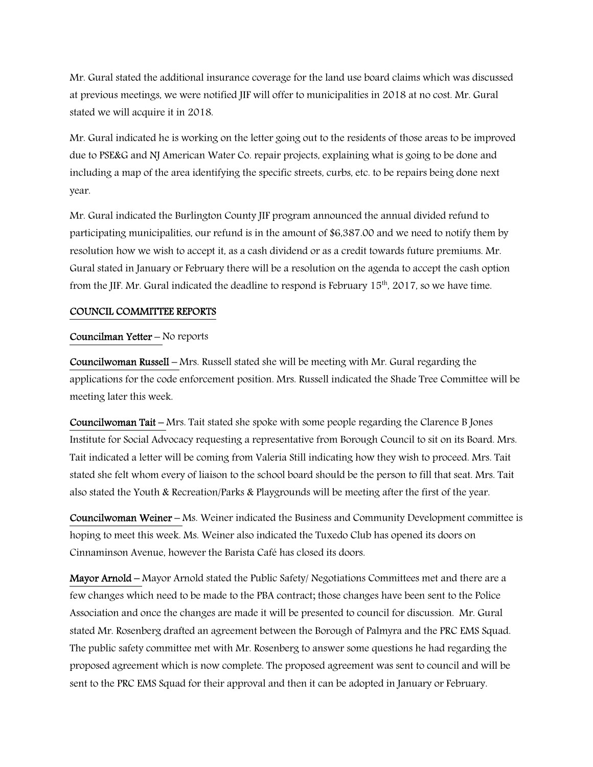Mr. Gural stated the additional insurance coverage for the land use board claims which was discussed at previous meetings, we were notified JIF will offer to municipalities in 2018 at no cost. Mr. Gural stated we will acquire it in 2018.

Mr. Gural indicated he is working on the letter going out to the residents of those areas to be improved due to PSE&G and NJ American Water Co. repair projects, explaining what is going to be done and including a map of the area identifying the specific streets, curbs, etc. to be repairs being done next year.

Mr. Gural indicated the Burlington County JIF program announced the annual divided refund to participating municipalities, our refund is in the amount of $6,387.00 and we need to notify them by resolution how we wish to accept it, as a cash dividend or as a credit towards future premiums. Mr. Gural stated in January or February there will be a resolution on the agenda to accept the cash option from the JIF. Mr. Gural indicated the deadline to respond is February 15th, 2017, so we have time.

**COUNCIL COMMITTEE REPORTS**

**Councilman Yetter** – No reports

**Councilwoman Russell** – Mrs. Russell stated she will be meeting with Mr. Gural regarding the applications for the code enforcement position. Mrs. Russell indicated the Shade Tree Committee will be meeting later this week.

**Councilwoman Tait** – Mrs. Tait stated she spoke with some people regarding the Clarence B Jones Institute for Social Advocacy requesting a representative from Borough Council to sit on its Board. Mrs. Tait indicated a letter will be coming from Valeria Still indicating how they wish to proceed. Mrs. Tait stated she felt whom every of liaison to the school board should be the person to fill that seat. Mrs. Tait also stated the Youth & Recreation/Parks & Playgrounds will be meeting after the first of the year.

**Councilwoman Weiner** – Ms. Weiner indicated the Business and Community Development committee is hoping to meet this week. Ms. Weiner also indicated the Tuxedo Club has opened its doors on Cinnaminson Avenue, however the Barista Café has closed its doors.

**Mayor Arnold** – Mayor Arnold stated the Public Safety/ Negotiations Committees met and there are a few changes which need to be made to the PBA contract; those changes have been sent to the Police Association and once the changes are made it will be presented to council for discussion. Mr. Gural stated Mr. Rosenberg drafted an agreement between the Borough of Palmyra and the PRC EMS Squad. The public safety committee met with Mr. Rosenberg to answer some questions he had regarding the proposed agreement which is now complete. The proposed agreement was sent to council and will be sent to the PRC EMS Squad for their approval and then it can be adopted in January or February.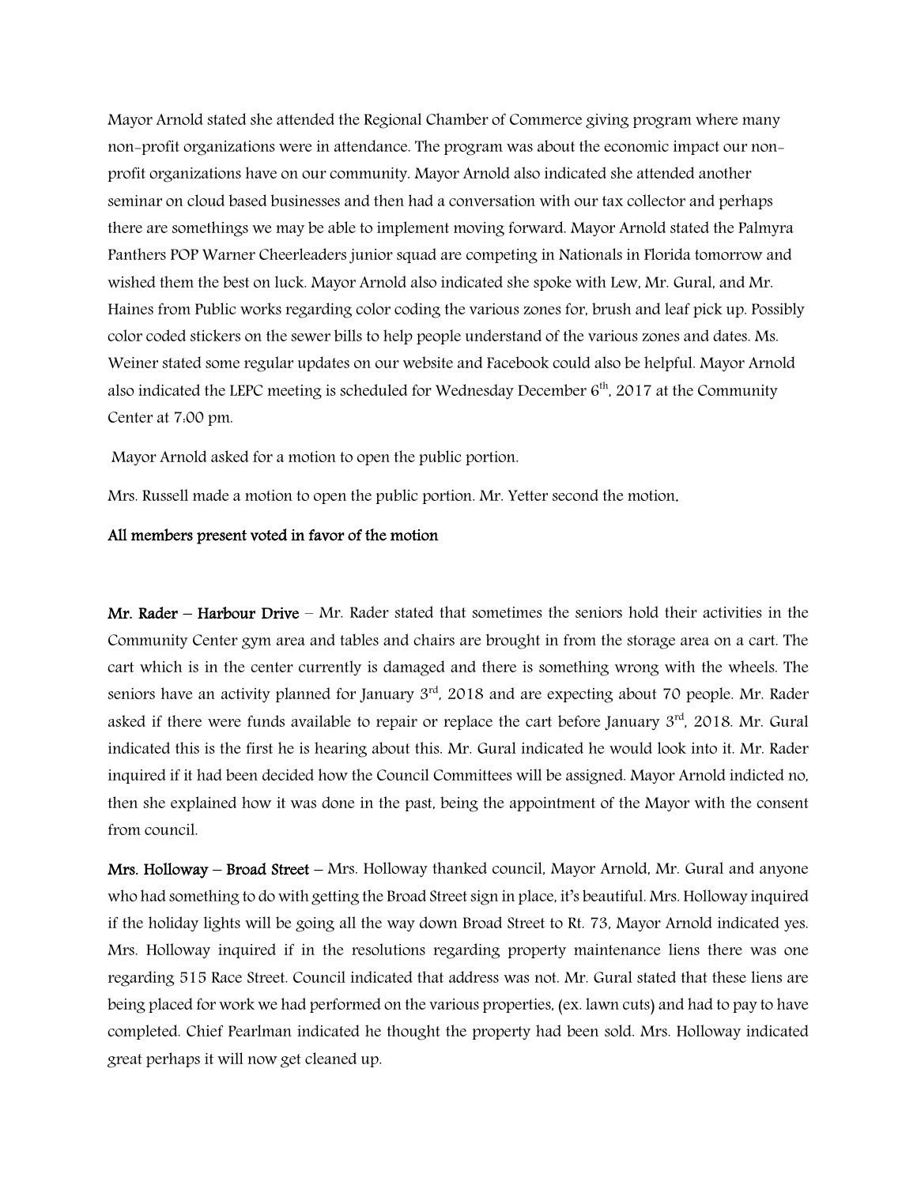Mayor Arnold stated she attended the Regional Chamber of Commerce giving program where many non-profit organizations were in attendance. The program was about the economic impact our non-profit organizations have on our community. Mayor Arnold also indicated she attended another seminar on cloud based businesses and then had a conversation with our tax collector and perhaps there are somethings we may be able to implement moving forward. Mayor Arnold stated the Palmyra Panthers POP Warner Cheerleaders junior squad are competing in Nationals in Florida tomorrow and wished them the best on luck. Mayor Arnold also indicated she spoke with Lew, Mr. Gural, and Mr. Haines from Public works regarding color coding the various zones for, brush and leaf pick up. Possibly color coded stickers on the sewer bills to help people understand of the various zones and dates. Ms. Weiner stated some regular updates on our website and Facebook could also be helpful. Mayor Arnold also indicated the LEPC meeting is scheduled for Wednesday December 6th, 2017 at the Community Center at 7:00 pm.

Mayor Arnold asked for a motion to open the public portion.

Mrs. Russell made a motion to open the public portion. Mr. Yetter second the motion.

**All members present voted in favor of the motion**

**Mr. Rader – Harbour Drive** – Mr. Rader stated that sometimes the seniors hold their activities in the Community Center gym area and tables and chairs are brought in from the storage area on a cart. The cart which is in the center currently is damaged and there is something wrong with the wheels. The seniors have an activity planned for January 3rd, 2018 and are expecting about 70 people. Mr. Rader asked if there were funds available to repair or replace the cart before January 3rd, 2018. Mr. Gural indicated this is the first he is hearing about this. Mr. Gural indicated he would look into it. Mr. Rader inquired if it had been decided how the Council Committees will be assigned. Mayor Arnold indicted no, then she explained how it was done in the past, being the appointment of the Mayor with the consent from council.

**Mrs. Holloway – Broad Street** – Mrs. Holloway thanked council, Mayor Arnold, Mr. Gural and anyone who had something to do with getting the Broad Street sign in place, it's beautiful. Mrs. Holloway inquired if the holiday lights will be going all the way down Broad Street to Rt. 73, Mayor Arnold indicated yes. Mrs. Holloway inquired if in the resolutions regarding property maintenance liens there was one regarding 515 Race Street. Council indicated that address was not. Mr. Gural stated that these liens are being placed for work we had performed on the various properties, (ex. lawn cuts) and had to pay to have completed. Chief Pearlman indicated he thought the property had been sold. Mrs. Holloway indicated great perhaps it will now get cleaned up.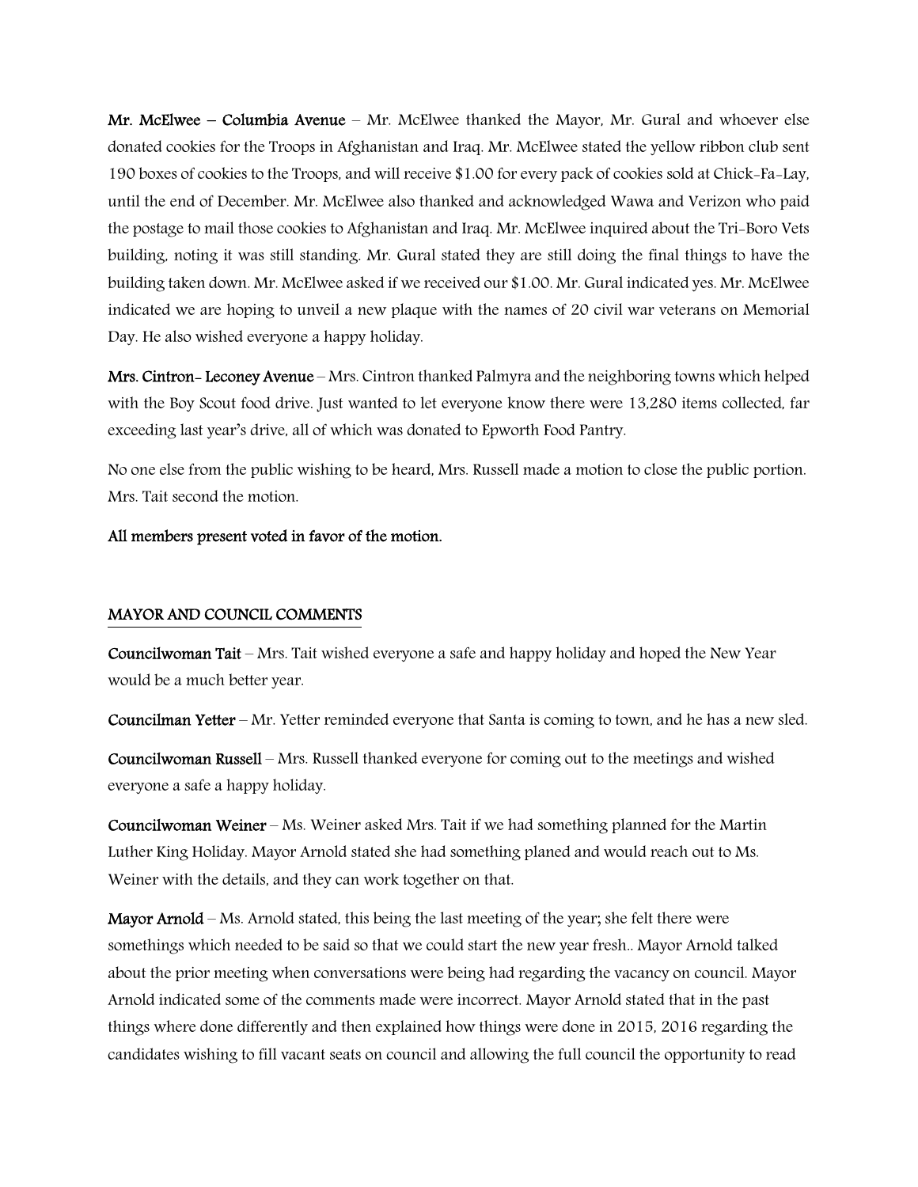**Mr. McElwee – Columbia Avenue** – Mr. McElwee thanked the Mayor, Mr. Gural and whoever else donated cookies for the Troops in Afghanistan and Iraq. Mr. McElwee stated the yellow ribbon club sent 190 boxes of cookies to the Troops, and will receive $1.00 for every pack of cookies sold at Chick-Fa-Lay, until the end of December. Mr. McElwee also thanked and acknowledged Wawa and Verizon who paid the postage to mail those cookies to Afghanistan and Iraq. Mr. McElwee inquired about the Tri-Boro Vets building, noting it was still standing. Mr. Gural stated they are still doing the final things to have the building taken down. Mr. McElwee asked if we received our $1.00. Mr. Gural indicated yes. Mr. McElwee indicated we are hoping to unveil a new plaque with the names of 20 civil war veterans on Memorial Day. He also wished everyone a happy holiday.

**Mrs. Cintron- Leconey Avenue** – Mrs. Cintron thanked Palmyra and the neighboring towns which helped with the Boy Scout food drive. Just wanted to let everyone know there were 13,280 items collected, far exceeding last year's drive, all of which was donated to Epworth Food Pantry.

No one else from the public wishing to be heard, Mrs. Russell made a motion to close the public portion. Mrs. Tait second the motion.

**All members present voted in favor of the motion.**

## MAYOR AND COUNCIL COMMENTS

**Councilwoman Tait** – Mrs. Tait wished everyone a safe and happy holiday and hoped the New Year would be a much better year.

**Councilman Yetter** – Mr. Yetter reminded everyone that Santa is coming to town, and he has a new sled.

**Councilwoman Russell** – Mrs. Russell thanked everyone for coming out to the meetings and wished everyone a safe a happy holiday.

**Councilwoman Weiner** – Ms. Weiner asked Mrs. Tait if we had something planned for the Martin Luther King Holiday. Mayor Arnold stated she had something planed and would reach out to Ms. Weiner with the details, and they can work together on that.

**Mayor Arnold** – Ms. Arnold stated, this being the last meeting of the year; she felt there were somethings which needed to be said so that we could start the new year fresh.. Mayor Arnold talked about the prior meeting when conversations were being had regarding the vacancy on council. Mayor Arnold indicated some of the comments made were incorrect. Mayor Arnold stated that in the past things where done differently and then explained how things were done in 2015, 2016 regarding the candidates wishing to fill vacant seats on council and allowing the full council the opportunity to read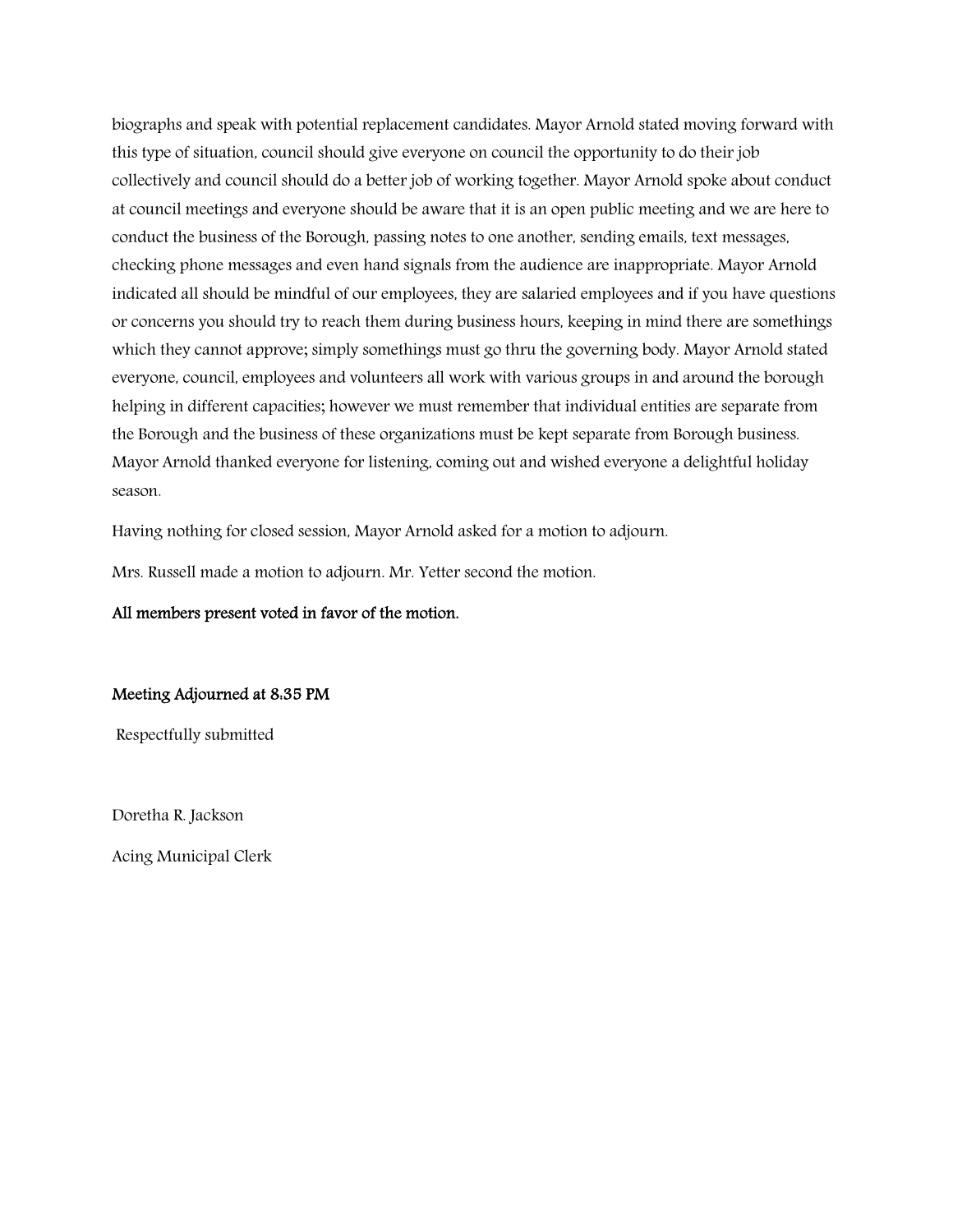biographs and speak with potential replacement candidates. Mayor Arnold stated moving forward with this type of situation, council should give everyone on council the opportunity to do their job collectively and council should do a better job of working together. Mayor Arnold spoke about conduct at council meetings and everyone should be aware that it is an open public meeting and we are here to conduct the business of the Borough, passing notes to one another, sending emails, text messages, checking phone messages and even hand signals from the audience are inappropriate. Mayor Arnold indicated all should be mindful of our employees, they are salaried employees and if you have questions or concerns you should try to reach them during business hours, keeping in mind there are somethings which they cannot approve; simply somethings must go thru the governing body. Mayor Arnold stated everyone, council, employees and volunteers all work with various groups in and around the borough helping in different capacities; however we must remember that individual entities are separate from the Borough and the business of these organizations must be kept separate from Borough business. Mayor Arnold thanked everyone for listening, coming out and wished everyone a delightful holiday season.

Having nothing for closed session, Mayor Arnold asked for a motion to adjourn.

Mrs. Russell made a motion to adjourn. Mr. Yetter second the motion.

**All members present voted in favor of the motion.**

**Meeting Adjourned at 8:35 PM**

Respectfully submitted

Doretha R. Jackson

Acing Municipal Clerk